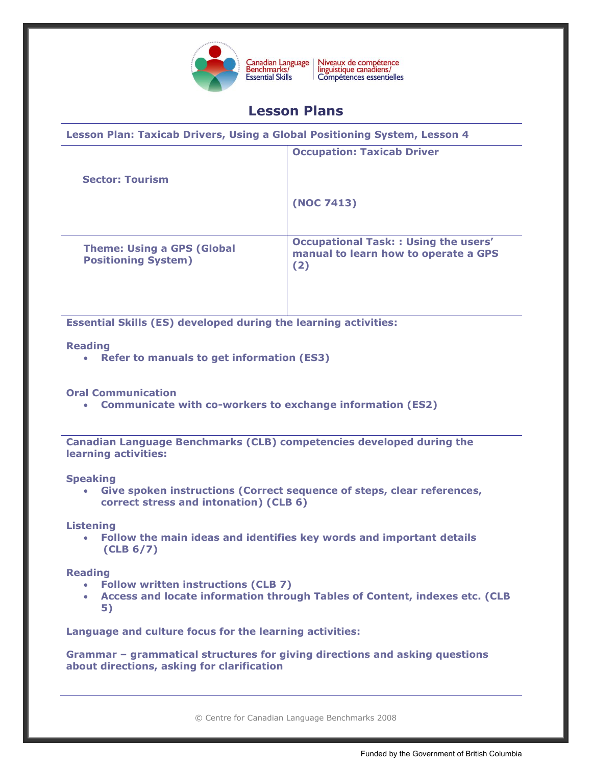Canadian Language Benchmarks/ Essential Skills | Niveaux de compétence linguistique canadiens/ Compétences essentielles

# Lesson Plans

**Lesson Plan: Taxicab Drivers, Using a Global Positioning System, Lesson 4**

| | |
|---|---|
| **Sector: Tourism** | **Occupation: Taxicab Driver**<br><br>**(NOC 7413)** |
| **Theme: Using a GPS (Global Positioning System)** | **Occupational Task: : Using the users' manual to learn how to operate a GPS (2)** |

**Essential Skills (ES) developed during the learning activities:**

**Reading**

- **Refer to manuals to get information (ES3)**

**Oral Communication**

- **Communicate with co-workers to exchange information (ES2)**

**Canadian Language Benchmarks (CLB) competencies developed during the learning activities:**

**Speaking**

- **Give spoken instructions (Correct sequence of steps, clear references, correct stress and intonation) (CLB 6)**

**Listening**

- **Follow the main ideas and identifies key words and important details (CLB 6/7)**

**Reading**

- **Follow written instructions (CLB 7)**
- **Access and locate information through Tables of Content, indexes etc. (CLB 5)**

**Language and culture focus for the learning activities:**

**Grammar – grammatical structures for giving directions and asking questions about directions, asking for clarification**

© Centre for Canadian Language Benchmarks 2008

Funded by the Government of British Columbia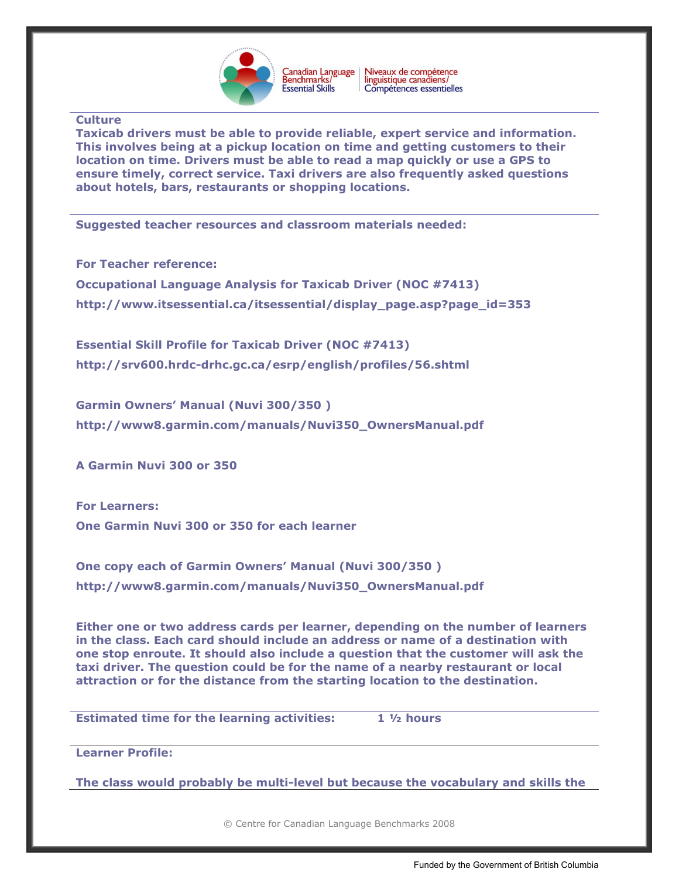**Culture**

**Taxicab drivers must be able to provide reliable, expert service and information. This involves being at a pickup location on time and getting customers to their location on time. Drivers must be able to read a map quickly or use a GPS to ensure timely, correct service. Taxi drivers are also frequently asked questions about hotels, bars, restaurants or shopping locations.**

---

**Suggested teacher resources and classroom materials needed:**

**For Teacher reference:**

**Occupational Language Analysis for Taxicab Driver (NOC #7413)**

**http://www.itsessential.ca/itsessential/display_page.asp?page_id=353**

**Essential Skill Profile for Taxicab Driver (NOC #7413)**

**http://srv600.hrdc-drhc.gc.ca/esrp/english/profiles/56.shtml**

**Garmin Owners' Manual (Nuvi 300/350 )**

**http://www8.garmin.com/manuals/Nuvi350_OwnersManual.pdf**

**A Garmin Nuvi 300 or 350**

**For Learners:**

**One Garmin Nuvi 300 or 350 for each learner**

**One copy each of Garmin Owners' Manual (Nuvi 300/350 )**

**http://www8.garmin.com/manuals/Nuvi350_OwnersManual.pdf**

**Either one or two address cards per learner, depending on the number of learners in the class. Each card should include an address or name of a destination with one stop enroute. It should also include a question that the customer will ask the taxi driver. The question could be for the name of a nearby restaurant or local attraction or for the distance from the starting location to the destination.**

---

**Estimated time for the learning activities:** **1 ½ hours**

---

**Learner Profile:**

**The class would probably be multi-level but because the vocabulary and skills the**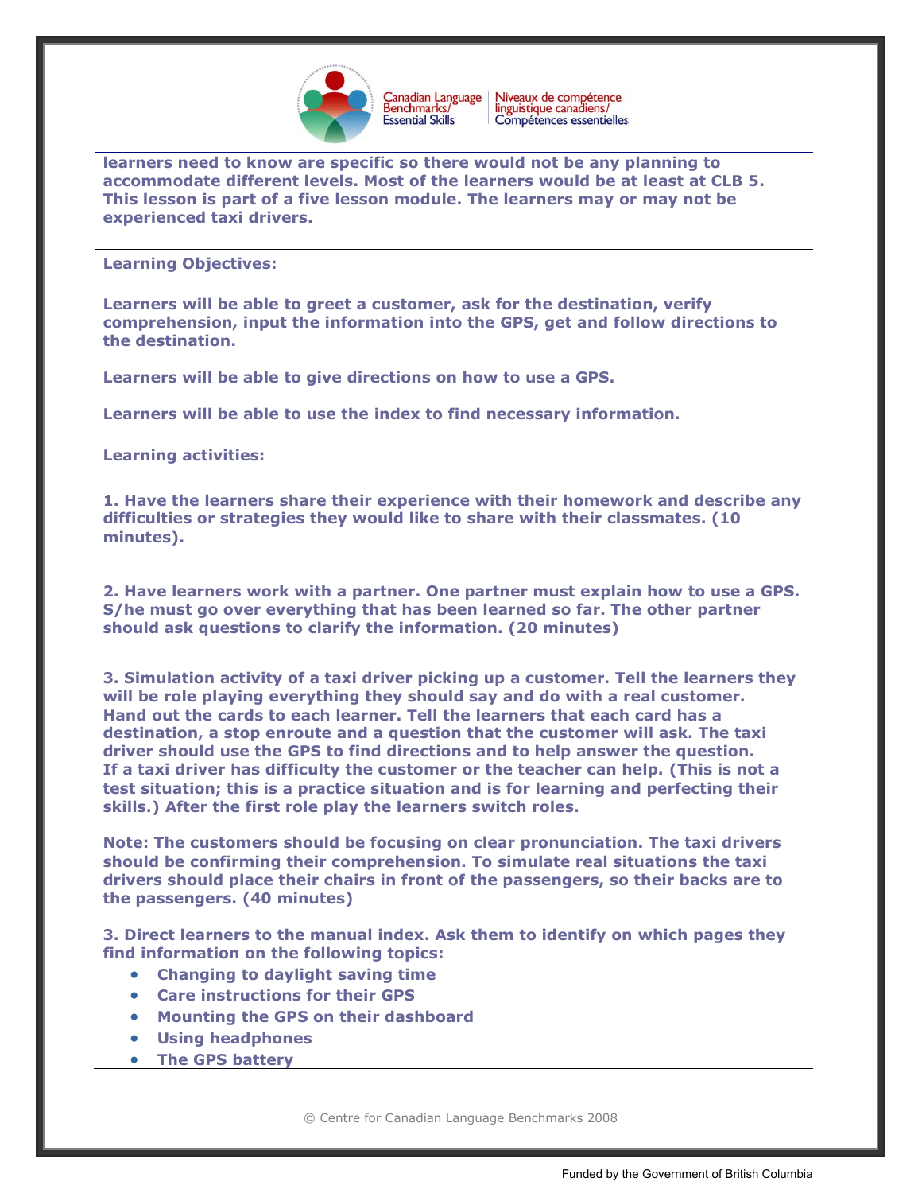**learners need to know are specific so there would not be any planning to accommodate different levels. Most of the learners would be at least at CLB 5. This lesson is part of a five lesson module. The learners may or may not be experienced taxi drivers.**

**Learning Objectives:**

**Learners will be able to greet a customer, ask for the destination, verify comprehension, input the information into the GPS, get and follow directions to the destination.**

**Learners will be able to give directions on how to use a GPS.**

**Learners will be able to use the index to find necessary information.**

**Learning activities:**

**1. Have the learners share their experience with their homework and describe any difficulties or strategies they would like to share with their classmates. (10 minutes).**

**2. Have learners work with a partner. One partner must explain how to use a GPS. S/he must go over everything that has been learned so far. The other partner should ask questions to clarify the information. (20 minutes)**

**3. Simulation activity of a taxi driver picking up a customer. Tell the learners they will be role playing everything they should say and do with a real customer. Hand out the cards to each learner. Tell the learners that each card has a destination, a stop enroute and a question that the customer will ask. The taxi driver should use the GPS to find directions and to help answer the question. If a taxi driver has difficulty the customer or the teacher can help. (This is not a test situation; this is a practice situation and is for learning and perfecting their skills.) After the first role play the learners switch roles.**

**Note: The customers should be focusing on clear pronunciation. The taxi drivers should be confirming their comprehension. To simulate real situations the taxi drivers should place their chairs in front of the passengers, so their backs are to the passengers. (40 minutes)**

**3. Direct learners to the manual index. Ask them to identify on which pages they find information on the following topics:**

- **Changing to daylight saving time**
- **Care instructions for their GPS**
- **Mounting the GPS on their dashboard**
- **Using headphones**
- **The GPS battery**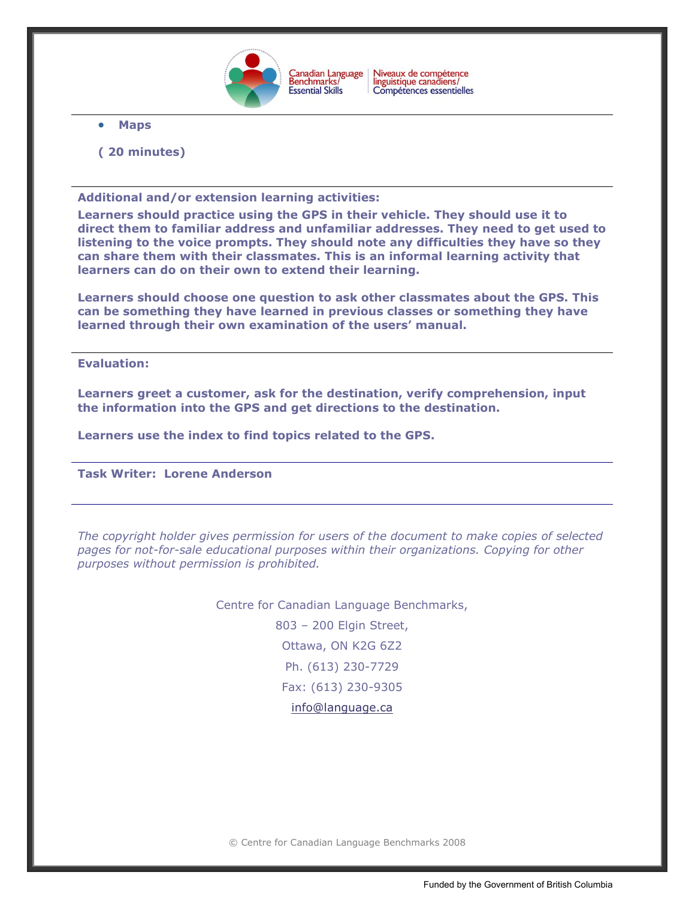- **Maps**

**( 20 minutes)**

**Additional and/or extension learning activities:**

**Learners should practice using the GPS in their vehicle. They should use it to direct them to familiar address and unfamiliar addresses. They need to get used to listening to the voice prompts. They should note any difficulties they have so they can share them with their classmates. This is an informal learning activity that learners can do on their own to extend their learning.**

**Learners should choose one question to ask other classmates about the GPS. This can be something they have learned in previous classes or something they have learned through their own examination of the users' manual.**

**Evaluation:**

**Learners greet a customer, ask for the destination, verify comprehension, input the information into the GPS and get directions to the destination.**

**Learners use the index to find topics related to the GPS.**

**Task Writer: Lorene Anderson**

*The copyright holder gives permission for users of the document to make copies of selected pages for not-for-sale educational purposes within their organizations. Copying for other purposes without permission is prohibited.*

Centre for Canadian Language Benchmarks,

803 – 200 Elgin Street,

Ottawa, ON K2G 6Z2

Ph. (613) 230-7729

Fax: (613) 230-9305

info@language.ca

© Centre for Canadian Language Benchmarks 2008

Funded by the Government of British Columbia